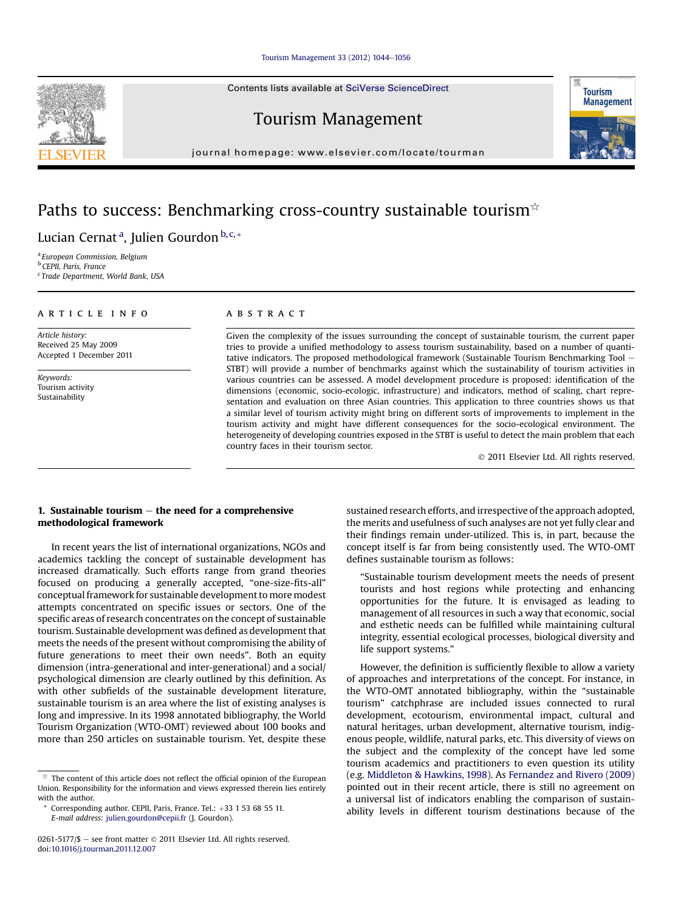# Paths to success: Benchmarking cross-country sustainable tourism☆

Lucian Cernat [a], Julien Gourdon [b,c,*]

[a] European Commission, Belgium
[b] CEPII, Paris, France
[c] Trade Department, World Bank, USA

## ARTICLE INFO

*Article history:*
Received 25 May 2009
Accepted 1 December 2011

*Keywords:*
Tourism activity
Sustainability

## ABSTRACT

Given the complexity of the issues surrounding the concept of sustainable tourism, the current paper tries to provide a unified methodology to assess tourism sustainability, based on a number of quantitative indicators. The proposed methodological framework (Sustainable Tourism Benchmarking Tool – STBT) will provide a number of benchmarks against which the sustainability of tourism activities in various countries can be assessed. A model development procedure is proposed: identification of the dimensions (economic, socio-ecologic, infrastructure) and indicators, method of scaling, chart representation and evaluation on three Asian countries. This application to three countries shows us that a similar level of tourism activity might bring on different sorts of improvements to implement in the tourism activity and might have different consequences for the socio-ecological environment. The heterogeneity of developing countries exposed in the STBT is useful to detect the main problem that each country faces in their tourism sector.

© 2011 Elsevier Ltd. All rights reserved.

## 1. Sustainable tourism – the need for a comprehensive methodological framework

In recent years the list of international organizations, NGOs and academics tackling the concept of sustainable development has increased dramatically. Such efforts range from grand theories focused on producing a generally accepted, "one-size-fits-all" conceptual framework for sustainable development to more modest attempts concentrated on specific issues or sectors. One of the specific areas of research concentrates on the concept of sustainable tourism. Sustainable development was defined as development that meets the needs of the present without compromising the ability of future generations to meet their own needs". Both an equity dimension (intra-generational and inter-generational) and a social/psychological dimension are clearly outlined by this definition. As with other subfields of the sustainable development literature, sustainable tourism is an area where the list of existing analyses is long and impressive. In its 1998 annotated bibliography, the World Tourism Organization (WTO-OMT) reviewed about 100 books and more than 250 articles on sustainable tourism. Yet, despite these sustained research efforts, and irrespective of the approach adopted, the merits and usefulness of such analyses are not yet fully clear and their findings remain under-utilized. This is, in part, because the concept itself is far from being consistently used. The WTO-OMT defines sustainable tourism as follows:

> "Sustainable tourism development meets the needs of present tourists and host regions while protecting and enhancing opportunities for the future. It is envisaged as leading to management of all resources in such a way that economic, social and esthetic needs can be fulfilled while maintaining cultural integrity, essential ecological processes, biological diversity and life support systems."

However, the definition is sufficiently flexible to allow a variety of approaches and interpretations of the concept. For instance, in the WTO-OMT annotated bibliography, within the "sustainable tourism" catchphrase are included issues connected to rural development, ecotourism, environmental impact, cultural and natural heritages, urban development, alternative tourism, indigenous people, wildlife, natural parks, etc. This diversity of views on the subject and the complexity of the concept have led some tourism academics and practitioners to even question its utility (e.g. Middleton & Hawkins, 1998). As Fernandez and Rivero (2009) pointed out in their recent article, there is still no agreement on a universal list of indicators enabling the comparison of sustainability levels in different tourism destinations because of the

---

☆ The content of this article does not reflect the official opinion of the European Union. Responsibility for the information and views expressed therein lies entirely with the author.

\* Corresponding author. CEPII, Paris, France. Tel.: +33 1 53 68 55 11.
*E-mail address:* julien.gourdon@cepii.fr (J. Gourdon).

0261-5177/$ – see front matter © 2011 Elsevier Ltd. All rights reserved.
doi:10.1016/j.tourman.2011.12.007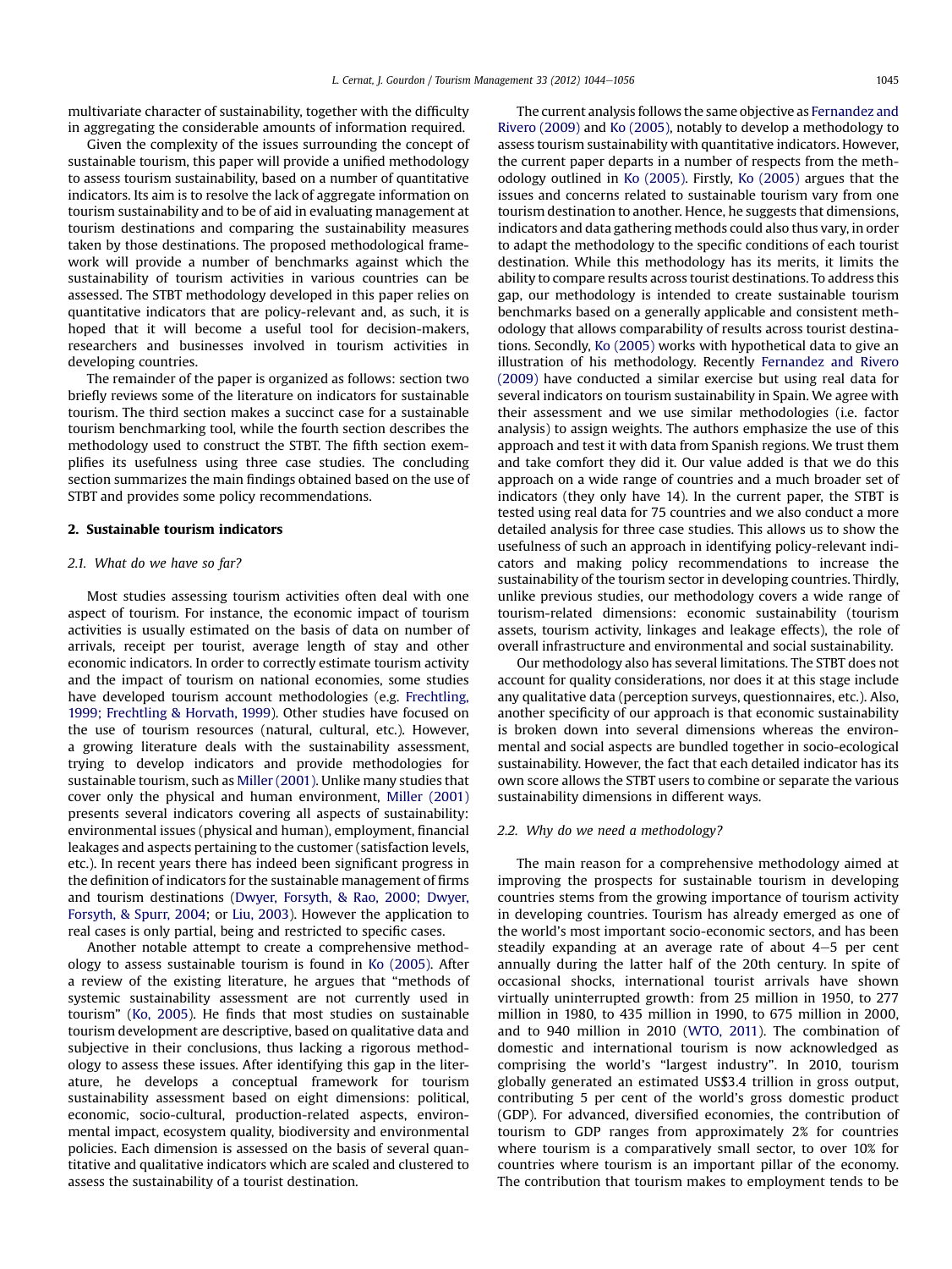multivariate character of sustainability, together with the difficulty in aggregating the considerable amounts of information required.

Given the complexity of the issues surrounding the concept of sustainable tourism, this paper will provide a unified methodology to assess tourism sustainability, based on a number of quantitative indicators. Its aim is to resolve the lack of aggregate information on tourism sustainability and to be of aid in evaluating management at tourism destinations and comparing the sustainability measures taken by those destinations. The proposed methodological framework will provide a number of benchmarks against which the sustainability of tourism activities in various countries can be assessed. The STBT methodology developed in this paper relies on quantitative indicators that are policy-relevant and, as such, it is hoped that it will become a useful tool for decision-makers, researchers and businesses involved in tourism activities in developing countries.

The remainder of the paper is organized as follows: section two briefly reviews some of the literature on indicators for sustainable tourism. The third section makes a succinct case for a sustainable tourism benchmarking tool, while the fourth section describes the methodology used to construct the STBT. The fifth section exemplifies its usefulness using three case studies. The concluding section summarizes the main findings obtained based on the use of STBT and provides some policy recommendations.

## 2. Sustainable tourism indicators

### 2.1. What do we have so far?

Most studies assessing tourism activities often deal with one aspect of tourism. For instance, the economic impact of tourism activities is usually estimated on the basis of data on number of arrivals, receipt per tourist, average length of stay and other economic indicators. In order to correctly estimate tourism activity and the impact of tourism on national economies, some studies have developed tourism account methodologies (e.g. Frechtling, 1999; Frechtling & Horvath, 1999). Other studies have focused on the use of tourism resources (natural, cultural, etc.). However, a growing literature deals with the sustainability assessment, trying to develop indicators and provide methodologies for sustainable tourism, such as Miller (2001). Unlike many studies that cover only the physical and human environment, Miller (2001) presents several indicators covering all aspects of sustainability: environmental issues (physical and human), employment, financial leakages and aspects pertaining to the customer (satisfaction levels, etc.). In recent years there has indeed been significant progress in the definition of indicators for the sustainable management of firms and tourism destinations (Dwyer, Forsyth, & Rao, 2000; Dwyer, Forsyth, & Spurr, 2004; or Liu, 2003). However the application to real cases is only partial, being and restricted to specific cases.

Another notable attempt to create a comprehensive methodology to assess sustainable tourism is found in Ko (2005). After a review of the existing literature, he argues that "methods of systemic sustainability assessment are not currently used in tourism" (Ko, 2005). He finds that most studies on sustainable tourism development are descriptive, based on qualitative data and subjective in their conclusions, thus lacking a rigorous methodology to assess these issues. After identifying this gap in the literature, he develops a conceptual framework for tourism sustainability assessment based on eight dimensions: political, economic, socio-cultural, production-related aspects, environmental impact, ecosystem quality, biodiversity and environmental policies. Each dimension is assessed on the basis of several quantitative and qualitative indicators which are scaled and clustered to assess the sustainability of a tourist destination.

The current analysis follows the same objective as Fernandez and Rivero (2009) and Ko (2005), notably to develop a methodology to assess tourism sustainability with quantitative indicators. However, the current paper departs in a number of respects from the methodology outlined in Ko (2005). Firstly, Ko (2005) argues that the issues and concerns related to sustainable tourism vary from one tourism destination to another. Hence, he suggests that dimensions, indicators and data gathering methods could also thus vary, in order to adapt the methodology to the specific conditions of each tourist destination. While this methodology has its merits, it limits the ability to compare results across tourist destinations. To address this gap, our methodology is intended to create sustainable tourism benchmarks based on a generally applicable and consistent methodology that allows comparability of results across tourist destinations. Secondly, Ko (2005) works with hypothetical data to give an illustration of his methodology. Recently Fernandez and Rivero (2009) have conducted a similar exercise but using real data for several indicators on tourism sustainability in Spain. We agree with their assessment and we use similar methodologies (i.e. factor analysis) to assign weights. The authors emphasize the use of this approach and test it with data from Spanish regions. We trust them and take comfort they did it. Our value added is that we do this approach on a wide range of countries and a much broader set of indicators (they only have 14). In the current paper, the STBT is tested using real data for 75 countries and we also conduct a more detailed analysis for three case studies. This allows us to show the usefulness of such an approach in identifying policy-relevant indicators and making policy recommendations to increase the sustainability of the tourism sector in developing countries. Thirdly, unlike previous studies, our methodology covers a wide range of tourism-related dimensions: economic sustainability (tourism assets, tourism activity, linkages and leakage effects), the role of overall infrastructure and environmental and social sustainability.

Our methodology also has several limitations. The STBT does not account for quality considerations, nor does it at this stage include any qualitative data (perception surveys, questionnaires, etc.). Also, another specificity of our approach is that economic sustainability is broken down into several dimensions whereas the environmental and social aspects are bundled together in socio-ecological sustainability. However, the fact that each detailed indicator has its own score allows the STBT users to combine or separate the various sustainability dimensions in different ways.

### 2.2. Why do we need a methodology?

The main reason for a comprehensive methodology aimed at improving the prospects for sustainable tourism in developing countries stems from the growing importance of tourism activity in developing countries. Tourism has already emerged as one of the world's most important socio-economic sectors, and has been steadily expanding at an average rate of about 4–5 per cent annually during the latter half of the 20th century. In spite of occasional shocks, international tourist arrivals have shown virtually uninterrupted growth: from 25 million in 1950, to 277 million in 1980, to 435 million in 1990, to 675 million in 2000, and to 940 million in 2010 (WTO, 2011). The combination of domestic and international tourism is now acknowledged as comprising the world's "largest industry". In 2010, tourism globally generated an estimated US$3.4 trillion in gross output, contributing 5 per cent of the world's gross domestic product (GDP). For advanced, diversified economies, the contribution of tourism to GDP ranges from approximately 2% for countries where tourism is a comparatively small sector, to over 10% for countries where tourism is an important pillar of the economy. The contribution that tourism makes to employment tends to be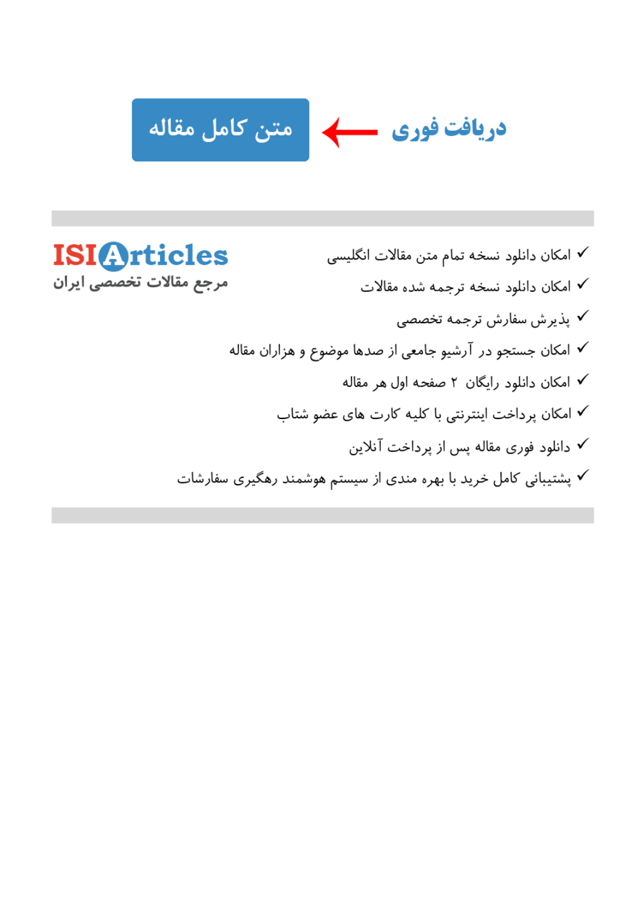دریافت فوری ← متن کامل مقاله

**ISIArticles**
مرجع مقالات تخصصی ایران

- ✓ امکان دانلود نسخه تمام متن مقالات انگلیسی
- ✓ امکان دانلود نسخه ترجمه شده مقالات
- ✓ پذیرش سفارش ترجمه تخصصی
- ✓ امکان جستجو در آرشیو جامعی از صدها موضوع و هزاران مقاله
- ✓ امکان دانلود رایگان ۲ صفحه اول هر مقاله
- ✓ امکان پرداخت اینترنتی با کلیه کارت های عضو شتاب
- ✓ دانلود فوری مقاله پس از پرداخت آنلاین
- ✓ پشتیبانی کامل خرید با بهره مندی از سیستم هوشمند رهگیری سفارشات